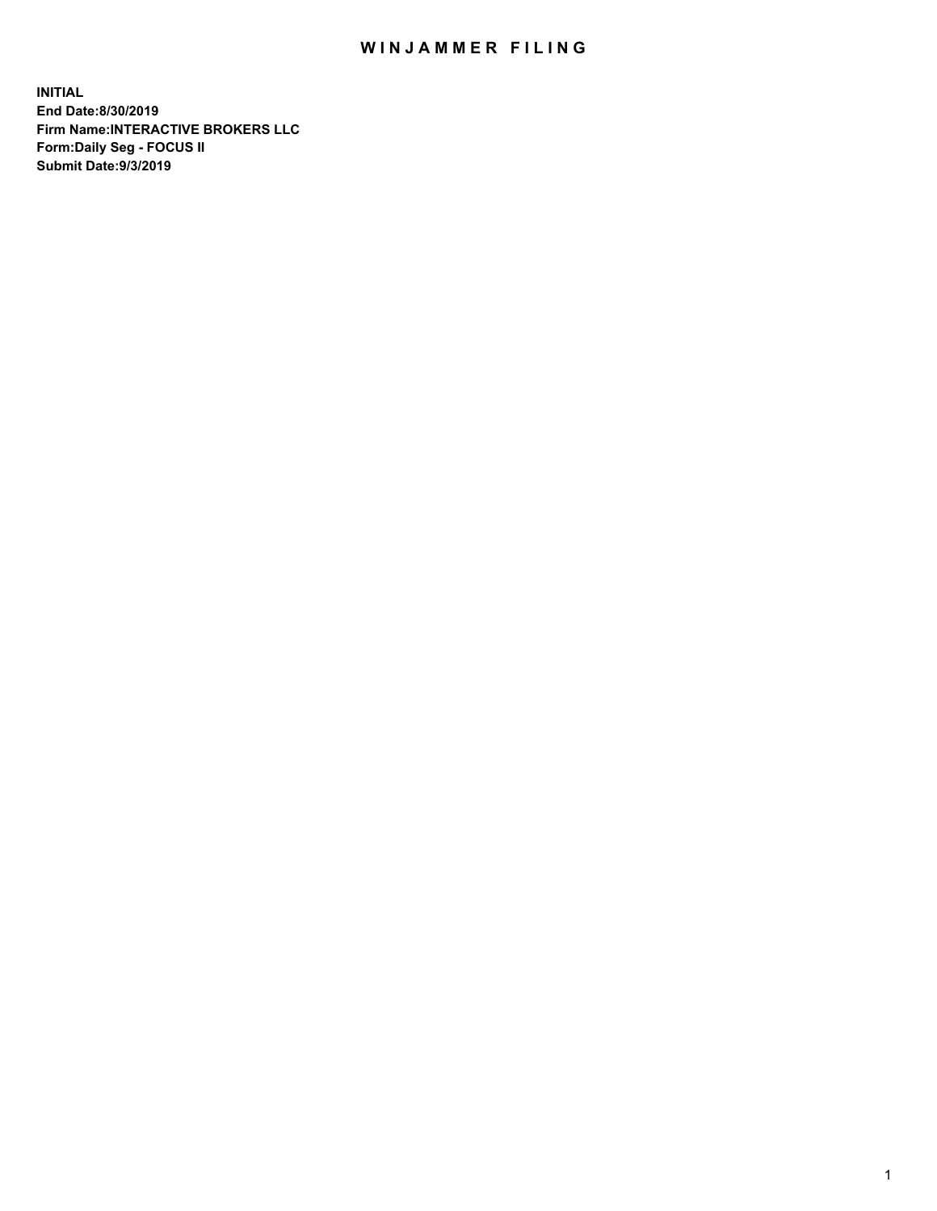# WINJAMMER FILING

**INITIAL**
**End Date:8/30/2019**
**Firm Name:INTERACTIVE BROKERS LLC**
**Form:Daily Seg - FOCUS II**
**Submit Date:9/3/2019**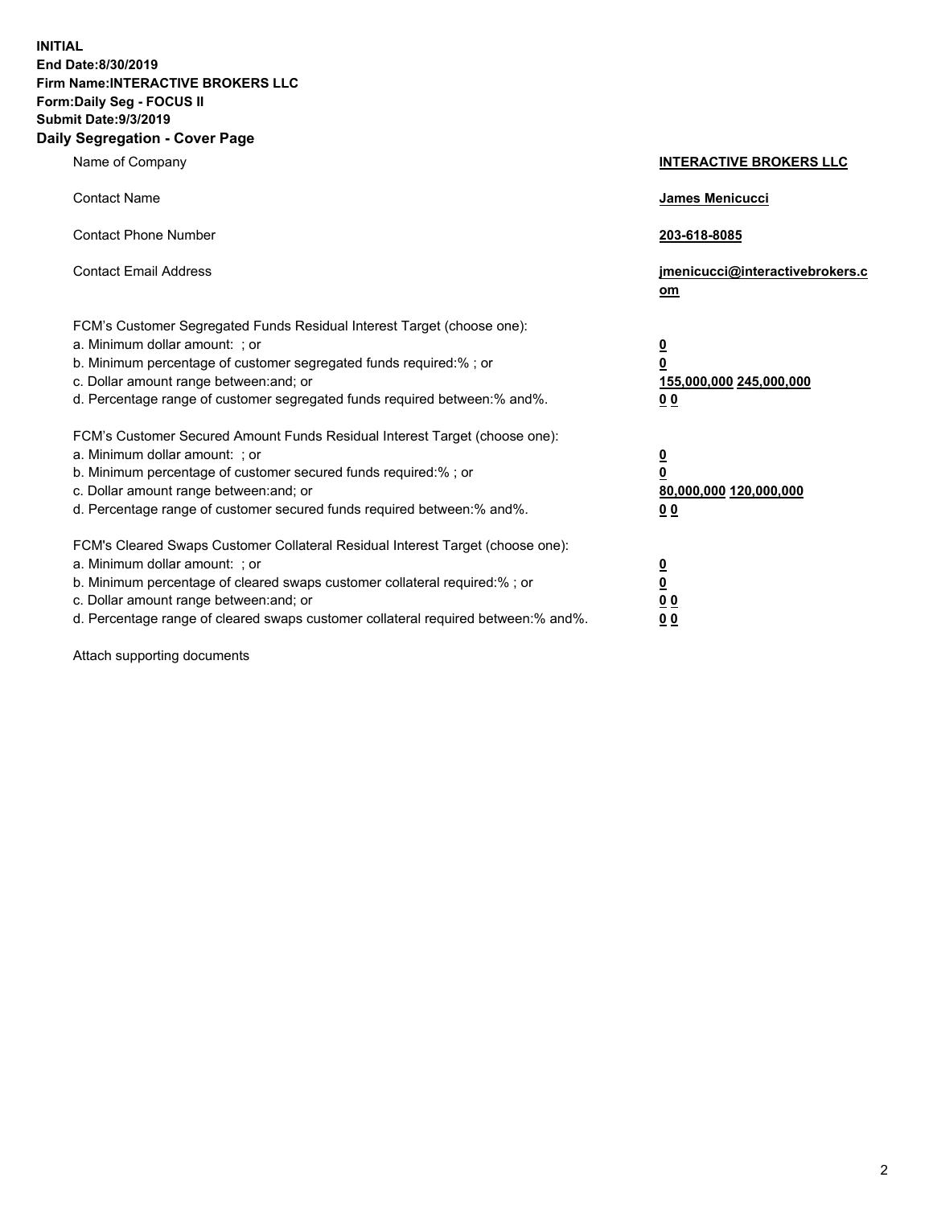**INITIAL**
**End Date:8/30/2019**
**Firm Name:INTERACTIVE BROKERS LLC**
**Form:Daily Seg - FOCUS II**
**Submit Date:9/3/2019**

**Daily Segregation - Cover Page**

| | |
|---|---|
| Name of Company | **INTERACTIVE BROKERS LLC** |
| Contact Name | **James Menicucci** |
| Contact Phone Number | **203-618-8085** |
| Contact Email Address | **jmenicucci@interactivebrokers.com** |
| FCM's Customer Segregated Funds Residual Interest Target (choose one): | |
| a. Minimum dollar amount: ; or | **0** |
| b. Minimum percentage of customer segregated funds required:% ; or | **0** |
| c. Dollar amount range between:and; or | **155,000,000 245,000,000** |
| d. Percentage range of customer segregated funds required between:% and%. | **0 0** |
| FCM's Customer Secured Amount Funds Residual Interest Target (choose one): | |
| a. Minimum dollar amount: ; or | **0** |
| b. Minimum percentage of customer secured funds required:% ; or | **0** |
| c. Dollar amount range between:and; or | **80,000,000 120,000,000** |
| d. Percentage range of customer secured funds required between:% and%. | **0 0** |
| FCM's Cleared Swaps Customer Collateral Residual Interest Target (choose one): | |
| a. Minimum dollar amount: ; or | **0** |
| b. Minimum percentage of cleared swaps customer collateral required:% ; or | **0** |
| c. Dollar amount range between:and; or | **0 0** |
| d. Percentage range of cleared swaps customer collateral required between:% and%. | **0 0** |

Attach supporting documents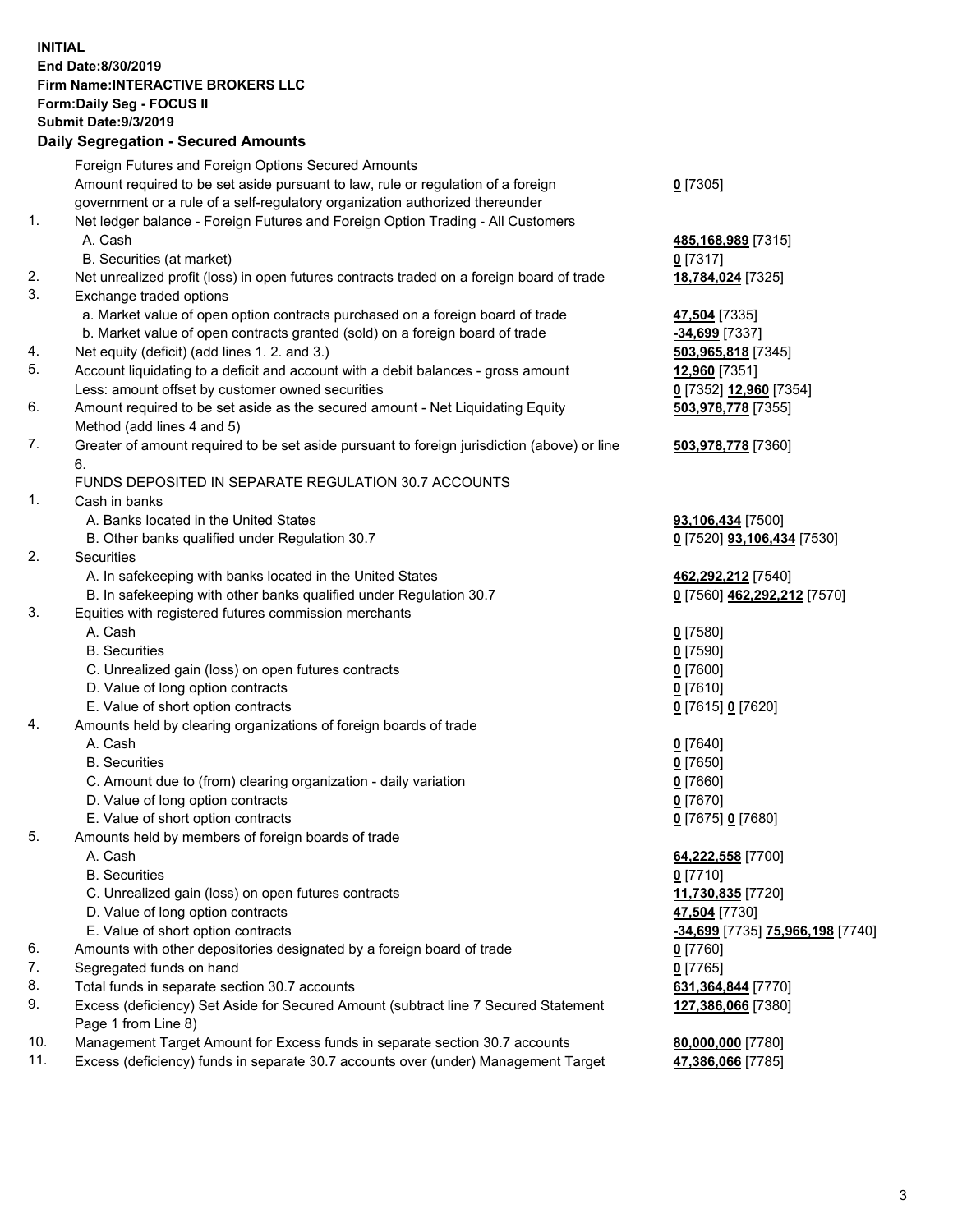**INITIAL**
**End Date:8/30/2019**
**Firm Name:INTERACTIVE BROKERS LLC**
**Form:Daily Seg - FOCUS II**
**Submit Date:9/3/2019**
**Daily Segregation - Secured Amounts**

| | | |
|---|---|---|
| | Foreign Futures and Foreign Options Secured Amounts | |
| | Amount required to be set aside pursuant to law, rule or regulation of a foreign government or a rule of a self-regulatory organization authorized thereunder | **0** [7305] |
| 1. | Net ledger balance - Foreign Futures and Foreign Option Trading - All Customers | |
| | A. Cash | **485,168,989** [7315] |
| | B. Securities (at market) | **0** [7317] |
| 2. | Net unrealized profit (loss) in open futures contracts traded on a foreign board of trade | **18,784,024** [7325] |
| 3. | Exchange traded options | |
| | a. Market value of open option contracts purchased on a foreign board of trade | **47,504** [7335] |
| | b. Market value of open contracts granted (sold) on a foreign board of trade | **-34,699** [7337] |
| 4. | Net equity (deficit) (add lines 1. 2. and 3.) | **503,965,818** [7345] |
| 5. | Account liquidating to a deficit and account with a debit balances - gross amount | **12,960** [7351] |
| | Less: amount offset by customer owned securities | **0** [7352] **12,960** [7354] |
| 6. | Amount required to be set aside as the secured amount - Net Liquidating Equity Method (add lines 4 and 5) | **503,978,778** [7355] |
| 7. | Greater of amount required to be set aside pursuant to foreign jurisdiction (above) or line 6. | **503,978,778** [7360] |
| | FUNDS DEPOSITED IN SEPARATE REGULATION 30.7 ACCOUNTS | |
| 1. | Cash in banks | |
| | A. Banks located in the United States | **93,106,434** [7500] |
| | B. Other banks qualified under Regulation 30.7 | **0** [7520] **93,106,434** [7530] |
| 2. | Securities | |
| | A. In safekeeping with banks located in the United States | **462,292,212** [7540] |
| | B. In safekeeping with other banks qualified under Regulation 30.7 | **0** [7560] **462,292,212** [7570] |
| 3. | Equities with registered futures commission merchants | |
| | A. Cash | **0** [7580] |
| | B. Securities | **0** [7590] |
| | C. Unrealized gain (loss) on open futures contracts | **0** [7600] |
| | D. Value of long option contracts | **0** [7610] |
| | E. Value of short option contracts | **0** [7615] **0** [7620] |
| 4. | Amounts held by clearing organizations of foreign boards of trade | |
| | A. Cash | **0** [7640] |
| | B. Securities | **0** [7650] |
| | C. Amount due to (from) clearing organization - daily variation | **0** [7660] |
| | D. Value of long option contracts | **0** [7670] |
| | E. Value of short option contracts | **0** [7675] **0** [7680] |
| 5. | Amounts held by members of foreign boards of trade | |
| | A. Cash | **64,222,558** [7700] |
| | B. Securities | **0** [7710] |
| | C. Unrealized gain (loss) on open futures contracts | **11,730,835** [7720] |
| | D. Value of long option contracts | **47,504** [7730] |
| | E. Value of short option contracts | **-34,699** [7735] **75,966,198** [7740] |
| 6. | Amounts with other depositories designated by a foreign board of trade | **0** [7760] |
| 7. | Segregated funds on hand | **0** [7765] |
| 8. | Total funds in separate section 30.7 accounts | **631,364,844** [7770] |
| 9. | Excess (deficiency) Set Aside for Secured Amount (subtract line 7 Secured Statement Page 1 from Line 8) | **127,386,066** [7380] |
| 10. | Management Target Amount for Excess funds in separate section 30.7 accounts | **80,000,000** [7780] |
| 11. | Excess (deficiency) funds in separate 30.7 accounts over (under) Management Target | **47,386,066** [7785] |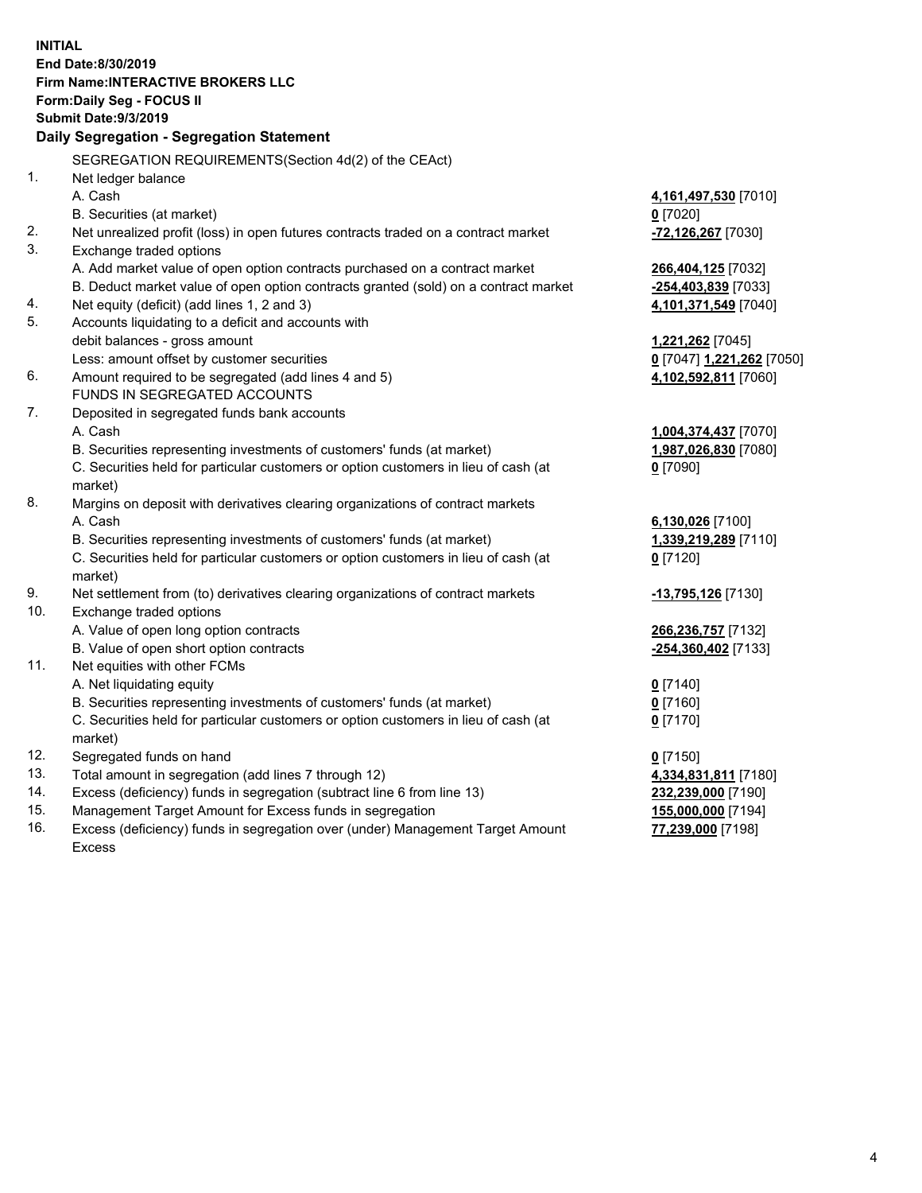**INITIAL**
**End Date:8/30/2019**
**Firm Name:INTERACTIVE BROKERS LLC**
**Form:Daily Seg - FOCUS II**
**Submit Date:9/3/2019**

**Daily Segregation - Segregation Statement**

| | | |
|---|---|---|
| | SEGREGATION REQUIREMENTS(Section 4d(2) of the CEAct) | |
| 1. | Net ledger balance | |
| | A. Cash | **4,161,497,530** [7010] |
| | B. Securities (at market) | **0** [7020] |
| 2. | Net unrealized profit (loss) in open futures contracts traded on a contract market | **-72,126,267** [7030] |
| 3. | Exchange traded options | |
| | A. Add market value of open option contracts purchased on a contract market | **266,404,125** [7032] |
| | B. Deduct market value of open option contracts granted (sold) on a contract market | **-254,403,839** [7033] |
| 4. | Net equity (deficit) (add lines 1, 2 and 3) | **4,101,371,549** [7040] |
| 5. | Accounts liquidating to a deficit and accounts with | |
| | debit balances - gross amount | **1,221,262** [7045] |
| | Less: amount offset by customer securities | **0** [7047] **1,221,262** [7050] |
| 6. | Amount required to be segregated (add lines 4 and 5) | **4,102,592,811** [7060] |
| | FUNDS IN SEGREGATED ACCOUNTS | |
| 7. | Deposited in segregated funds bank accounts | |
| | A. Cash | **1,004,374,437** [7070] |
| | B. Securities representing investments of customers' funds (at market) | **1,987,026,830** [7080] |
| | C. Securities held for particular customers or option customers in lieu of cash (at market) | **0** [7090] |
| 8. | Margins on deposit with derivatives clearing organizations of contract markets | |
| | A. Cash | **6,130,026** [7100] |
| | B. Securities representing investments of customers' funds (at market) | **1,339,219,289** [7110] |
| | C. Securities held for particular customers or option customers in lieu of cash (at market) | **0** [7120] |
| 9. | Net settlement from (to) derivatives clearing organizations of contract markets | **-13,795,126** [7130] |
| 10. | Exchange traded options | |
| | A. Value of open long option contracts | **266,236,757** [7132] |
| | B. Value of open short option contracts | **-254,360,402** [7133] |
| 11. | Net equities with other FCMs | |
| | A. Net liquidating equity | **0** [7140] |
| | B. Securities representing investments of customers' funds (at market) | **0** [7160] |
| | C. Securities held for particular customers or option customers in lieu of cash (at market) | **0** [7170] |
| 12. | Segregated funds on hand | **0** [7150] |
| 13. | Total amount in segregation (add lines 7 through 12) | **4,334,831,811** [7180] |
| 14. | Excess (deficiency) funds in segregation (subtract line 6 from line 13) | **232,239,000** [7190] |
| 15. | Management Target Amount for Excess funds in segregation | **155,000,000** [7194] |
| 16. | Excess (deficiency) funds in segregation over (under) Management Target Amount Excess | **77,239,000** [7198] |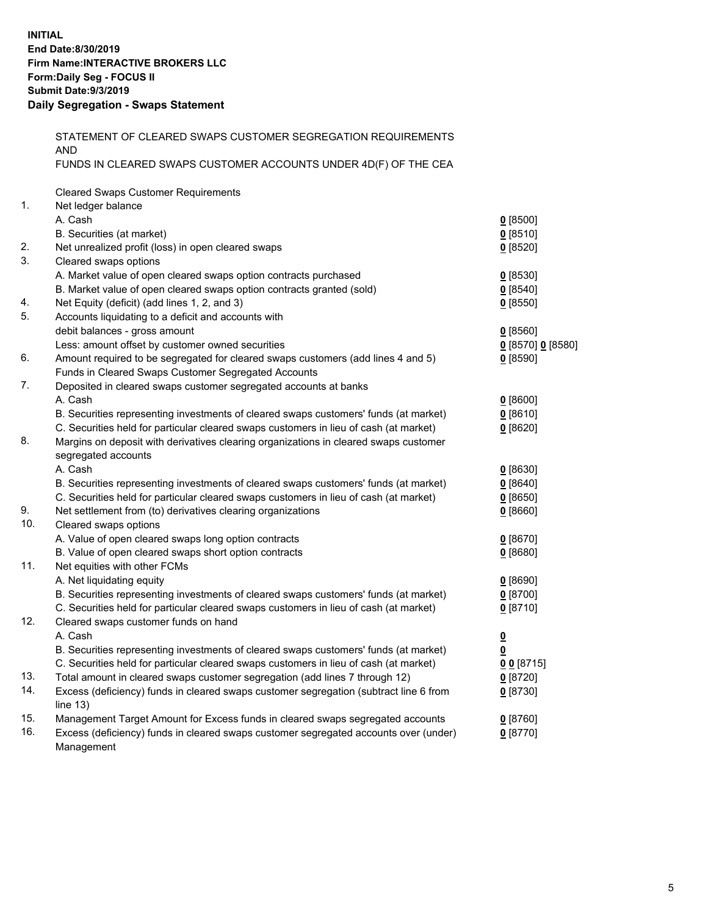**INITIAL**
**End Date:8/30/2019**
**Firm Name:INTERACTIVE BROKERS LLC**
**Form:Daily Seg - FOCUS II**
**Submit Date:9/3/2019**
**Daily Segregation - Swaps Statement**

STATEMENT OF CLEARED SWAPS CUSTOMER SEGREGATION REQUIREMENTS AND FUNDS IN CLEARED SWAPS CUSTOMER ACCOUNTS UNDER 4D(F) OF THE CEA

| | | |
|---|---|---|
| | Cleared Swaps Customer Requirements | |
| 1. | Net ledger balance | |
| | A. Cash | 0 [8500] |
| | B. Securities (at market) | 0 [8510] |
| 2. | Net unrealized profit (loss) in open cleared swaps | 0 [8520] |
| 3. | Cleared swaps options | |
| | A. Market value of open cleared swaps option contracts purchased | 0 [8530] |
| | B. Market value of open cleared swaps option contracts granted (sold) | 0 [8540] |
| 4. | Net Equity (deficit) (add lines 1, 2, and 3) | 0 [8550] |
| 5. | Accounts liquidating to a deficit and accounts with debit balances - gross amount | 0 [8560] |
| | Less: amount offset by customer owned securities | 0 [8570] 0 [8580] |
| 6. | Amount required to be segregated for cleared swaps customers (add lines 4 and 5) | 0 [8590] |
| | Funds in Cleared Swaps Customer Segregated Accounts | |
| 7. | Deposited in cleared swaps customer segregated accounts at banks | |
| | A. Cash | 0 [8600] |
| | B. Securities representing investments of cleared swaps customers' funds (at market) | 0 [8610] |
| | C. Securities held for particular cleared swaps customers in lieu of cash (at market) | 0 [8620] |
| 8. | Margins on deposit with derivatives clearing organizations in cleared swaps customer segregated accounts | |
| | A. Cash | 0 [8630] |
| | B. Securities representing investments of cleared swaps customers' funds (at market) | 0 [8640] |
| | C. Securities held for particular cleared swaps customers in lieu of cash (at market) | 0 [8650] |
| 9. | Net settlement from (to) derivatives clearing organizations | 0 [8660] |
| 10. | Cleared swaps options | |
| | A. Value of open cleared swaps long option contracts | 0 [8670] |
| | B. Value of open cleared swaps short option contracts | 0 [8680] |
| 11. | Net equities with other FCMs | |
| | A. Net liquidating equity | 0 [8690] |
| | B. Securities representing investments of cleared swaps customers' funds (at market) | 0 [8700] |
| | C. Securities held for particular cleared swaps customers in lieu of cash (at market) | 0 [8710] |
| 12. | Cleared swaps customer funds on hand | |
| | A. Cash | 0 |
| | B. Securities representing investments of cleared swaps customers' funds (at market) | 0 |
| | C. Securities held for particular cleared swaps customers in lieu of cash (at market) | 0 0 [8715] |
| 13. | Total amount in cleared swaps customer segregation (add lines 7 through 12) | 0 [8720] |
| 14. | Excess (deficiency) funds in cleared swaps customer segregation (subtract line 6 from line 13) | 0 [8730] |
| 15. | Management Target Amount for Excess funds in cleared swaps segregated accounts | 0 [8760] |
| 16. | Excess (deficiency) funds in cleared swaps customer segregated accounts over (under) Management | 0 [8770] |